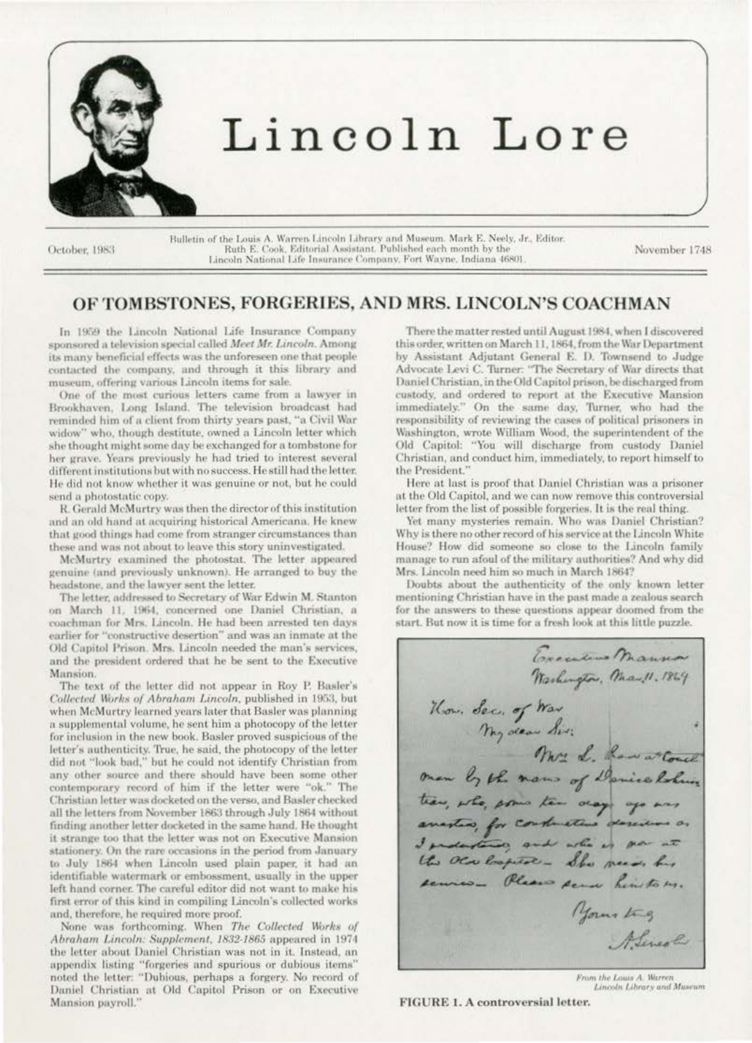# Lincoln Lore

October, 1983

Bulletin of the Louis A. Warren Lincoln Library and Museum. Mark E. Neely, Jr., Editor. Ruth E. Cook, Editorial Assistant. Published each month by the Lincoln National Life Insurance Company, Fort Wayne, Indiana 46801.

November 1748

## OF TOMBSTONES, FORGERIES, AND MRS. LINCOLN'S COACHMAN

In 1959 the Lincoln National Life Insurance Company sponsored a television special called *Meet Mr. Lincoln*. Among its many beneficial effects was the unforeseen one that people contacted the company, and through it this library and museum, offering various Lincoln items for sale.

One of the most curious letters came from a lawyer in Brookhaven, Long Island. The television broadcast had reminded him of a client from thirty years past, "a Civil War widow" who, though destitute, owned a Lincoln letter which she thought might some day be exchanged for a tombstone for her grave. Years previously he had tried to interest several different institutions but with no success. He still had the letter. He did not know whether it was genuine or not, but he could send a photostatic copy.

R. Gerald McMurtry was then the director of this institution and an old hand at acquiring historical Americana. He knew that good things had come from stranger circumstances than these and was not about to leave this story uninvestigated.

McMurtry examined the photostat. The letter appeared genuine (and previously unknown). He arranged to buy the headstone, and the lawyer sent the letter.

The letter, addressed to Secretary of War Edwin M. Stanton on March 11, 1964, concerned one Daniel Christian, a coachman for Mrs. Lincoln. He had been arrested ten days earlier for "constructive desertion" and was an inmate at the Old Capitol Prison. Mrs. Lincoln needed the man's services, and the president ordered that he be sent to the Executive Mansion.

The text of the letter did not appear in Roy P. Basler's *Collected Works of Abraham Lincoln*, published in 1953, but when McMurtry learned years later that Basler was planning a supplemental volume, he sent him a photocopy of the letter for inclusion in the new book. Basler proved suspicious of the letter's authenticity. True, he said, the photocopy of the letter did not "look bad," but he could not identify Christian from any other source and there should have been some other contemporary record of him if the letter were "ok." The Christian letter was docketed on the verso, and Basler checked all the letters from November 1863 through July 1864 without finding another letter docketed in the same hand. He thought it strange too that the letter was not on Executive Mansion stationery. On the rare occasions in the period from January to July 1864 when Lincoln used plain paper, it had an identifiable watermark or embossment, usually in the upper left hand corner. The careful editor did not want to make his first error of this kind in compiling Lincoln's collected works and, therefore, he required more proof.

None was forthcoming. When *The Collected Works of Abraham Lincoln: Supplement, 1832-1865* appeared in 1974 the letter about Daniel Christian was not in it. Instead, an appendix listing "forgeries and spurious or dubious items" noted the letter: "Dubious, perhaps a forgery. No record of Daniel Christian at Old Capitol Prison or on Executive Mansion payroll."

There the matter rested until August 1984, when I discovered this order, written on March 11, 1864, from the War Department by Assistant Adjutant General E. D. Townsend to Judge Advocate Levi C. Turner: "The Secretary of War directs that Daniel Christian, in the Old Capitol prison, be discharged from custody, and ordered to report at the Executive Mansion immediately." On the same day, Turner, who had the responsibility of reviewing the cases of political prisoners in Washington, wrote William Wood, the superintendent of the Old Capitol: "You will discharge from custody Daniel Christian, and conduct him, immediately, to report himself to the President."

Here at last is proof that Daniel Christian was a prisoner at the Old Capitol, and we can now remove this controversial letter from the list of possible forgeries. It is the real thing.

Yet many mysteries remain. Who was Daniel Christian? Why is there no other record of his service at the Lincoln White House? How did someone so close to the Lincoln family manage to run afoul of the military authorities? And why did Mrs. Lincoln need him so much in March 1864?

Doubts about the authenticity of the only known letter mentioning Christian have in the past made a zealous search for the answers to these questions appear doomed from the start. But now it is time for a fresh look at this little puzzle.

Executive Mansion
Washington, Mar. 11. 1864

Hon. Sec. of War
My dear Sir:

Mrs. L. has a coach man by the name of Daniel Christian, who, some ten days ago was arrested, for constructive desertion as I understand, and who is now at the Old Capitol— She needs his services— Please send him to her.

Yours truly
A. Lincoln

From the Louis A. Warren Lincoln Library and Museum

**FIGURE 1. A controversial letter.**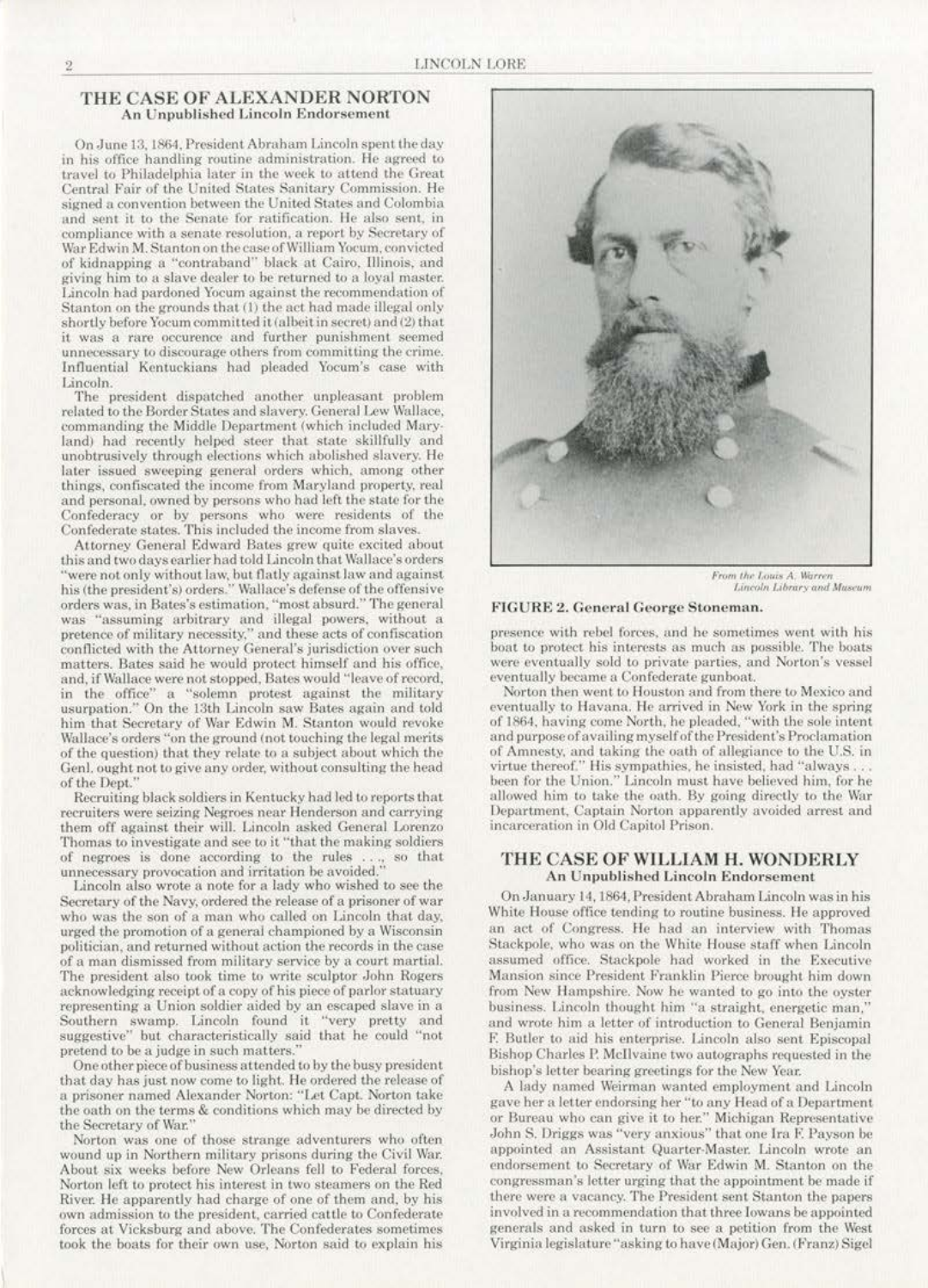## THE CASE OF ALEXANDER NORTON

### An Unpublished Lincoln Endorsement

On June 13, 1864, President Abraham Lincoln spent the day in his office handling routine administration. He agreed to travel to Philadelphia later in the week to attend the Great Central Fair of the United States Sanitary Commission. He signed a convention between the United States and Colombia and sent it to the Senate for ratification. He also sent, in compliance with a senate resolution, a report by Secretary of War Edwin M. Stanton on the case of William Yocum, convicted of kidnapping a "contraband" black at Cairo, Illinois, and giving him to a slave dealer to be returned to a loyal master. Lincoln had pardoned Yocum against the recommendation of Stanton on the grounds that (1) the act had made illegal only shortly before Yocum committed it (albeit in secret) and (2) that it was a rare occurence and further punishment seemed unnecessary to discourage others from committing the crime. Influential Kentuckians had pleaded Yocum's case with Lincoln.

The president dispatched another unpleasant problem related to the Border States and slavery. General Lew Wallace, commanding the Middle Department (which included Maryland) had recently helped steer that state skillfully and unobtrusively through elections which abolished slavery. He later issued sweeping general orders which, among other things, confiscated the income from Maryland property, real and personal, owned by persons who had left the state for the Confederacy or by persons who were residents of the Confederate states. This included the income from slaves.

Attorney General Edward Bates grew quite excited about this and two days earlier had told Lincoln that Wallace's orders "were not only without law, but flatly against law and against his (the president's) orders." Wallace's defense of the offensive orders was, in Bates's estimation, "most absurd." The general was "assuming arbitrary and illegal powers, without a pretence of military necessity," and these acts of confiscation conflicted with the Attorney General's jurisdiction over such matters. Bates said he would protect himself and his office, and, if Wallace were not stopped, Bates would "leave of record, in the office" a "solemn protest against the military usurpation." On the 13th Lincoln saw Bates again and told him that Secretary of War Edwin M. Stanton would revoke Wallace's orders "on the ground (not touching the legal merits of the question) that they relate to a subject about which the Genl. ought not to give any order, without consulting the head of the Dept."

Recruiting black soldiers in Kentucky had led to reports that recruiters were seizing Negroes near Henderson and carrying them off against their will. Lincoln asked General Lorenzo Thomas to investigate and see to it "that the making soldiers of negroes is done according to the rules . . ., so that unnecessary provocation and irritation be avoided."

Lincoln also wrote a note for a lady who wished to see the Secretary of the Navy, ordered the release of a prisoner of war who was the son of a man who called on Lincoln that day, urged the promotion of a general championed by a Wisconsin politician, and returned without action the records in the case of a man dismissed from military service by a court martial. The president also took time to write sculptor John Rogers acknowledging receipt of a copy of his piece of parlor statuary representing a Union soldier aided by an escaped slave in a Southern swamp. Lincoln found it "very pretty and suggestive" but characteristically said that he could "not pretend to be a judge in such matters."

One other piece of business attended to by the busy president that day has just now come to light. He ordered the release of a prisoner named Alexander Norton: "Let Capt. Norton take the oath on the terms & conditions which may be directed by the Secretary of War."

Norton was one of those strange adventurers who often wound up in Northern military prisons during the Civil War. About six weeks before New Orleans fell to Federal forces, Norton left to protect his interest in two steamers on the Red River. He apparently had charge of one of them and, by his own admission to the president, carried cattle to Confederate forces at Vicksburg and above. The Confederates sometimes took the boats for their own use, Norton said to explain his presence with rebel forces, and he sometimes went with his boat to protect his interests as much as possible. The boats were eventually sold to private parties, and Norton's vessel eventually became a Confederate gunboat.

*From the Louis A. Warren Lincoln Library and Museum*

**FIGURE 2. General George Stoneman.**

Norton then went to Houston and from there to Mexico and eventually to Havana. He arrived in New York in the spring of 1864, having come North, he pleaded, "with the sole intent and purpose of availing myself of the President's Proclamation of Amnesty, and taking the oath of allegiance to the U.S. in virtue thereof." His sympathies, he insisted, had "always . . . been for the Union." Lincoln must have believed him, for he allowed him to take the oath. By going directly to the War Department, Captain Norton apparently avoided arrest and incarceration in Old Capitol Prison.

## THE CASE OF WILLIAM H. WONDERLY

### An Unpublished Lincoln Endorsement

On January 14, 1864, President Abraham Lincoln was in his White House office tending to routine business. He approved an act of Congress. He had an interview with Thomas Stackpole, who was on the White House staff when Lincoln assumed office. Stackpole had worked in the Executive Mansion since President Franklin Pierce brought him down from New Hampshire. Now he wanted to go into the oyster business. Lincoln thought him "a straight, energetic man," and wrote him a letter of introduction to General Benjamin F. Butler to aid his enterprise. Lincoln also sent Episcopal Bishop Charles P. McIlvaine two autographs requested in the bishop's letter bearing greetings for the New Year.

A lady named Weirman wanted employment and Lincoln gave her a letter endorsing her "to any Head of a Department or Bureau who can give it to her." Michigan Representative John S. Driggs was "very anxious" that one Ira F. Payson be appointed an Assistant Quarter-Master. Lincoln wrote an endorsement to Secretary of War Edwin M. Stanton on the congressman's letter urging that the appointment be made if there were a vacancy. The President sent Stanton the papers involved in a recommendation that three Iowans be appointed generals and asked in turn to see a petition from the West Virginia legislature "asking to have (Major) Gen. (Franz) Sigel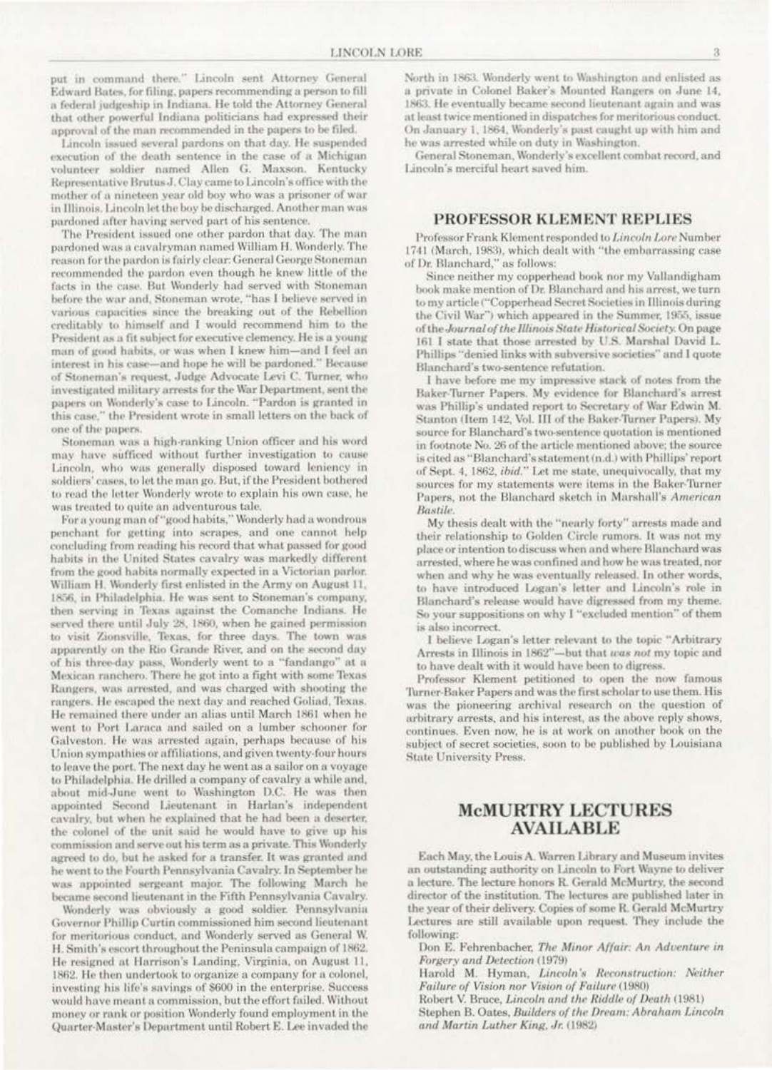put in command there." Lincoln sent Attorney General Edward Bates, for filing, papers recommending a person to fill a federal judgeship in Indiana. He told the Attorney General that other powerful Indiana politicians had expressed their approval of the man recommended in the papers to be filed.

Lincoln issued several pardons on that day. He suspended execution of the death sentence in the case of a Michigan volunteer soldier named Allen G. Maxson. Kentucky Representative Brutus J. Clay came to Lincoln's office with the mother of a nineteen year old boy who was a prisoner of war in Illinois. Lincoln let the boy be discharged. Another man was pardoned after having served part of his sentence.

The President issued one other pardon that day. The man pardoned was a cavalryman named William H. Wonderly. The reason for the pardon is fairly clear: General George Stoneman recommended the pardon even though he knew little of the facts in the case. But Wonderly had served with Stoneman before the war and, Stoneman wrote, "has I believe served in various capacities since the breaking out of the Rebellion creditably to himself and I would recommend him to the President as a fit subject for executive clemency. He is a young man of good habits, or was when I knew him—and I feel an interest in his case—and hope he will be pardoned." Because of Stoneman's request, Judge Advocate Levi C. Turner, who investigated military arrests for the War Department, sent the papers on Wonderly's case to Lincoln. "Pardon is granted in this case," the President wrote in small letters on the back of one of the papers.

Stoneman was a high-ranking Union officer and his word may have sufficed without further investigation to cause Lincoln, who was generally disposed toward leniency in soldiers' cases, to let the man go. But, if the President bothered to read the letter Wonderly wrote to explain his own case, he was treated to quite an adventurous tale.

For a young man of "good habits," Wonderly had a wondrous penchant for getting into scrapes, and one cannot help concluding from reading his record that what passed for good habits in the United States cavalry was markedly different from the good habits normally expected in a Victorian parlor. William H. Wonderly first enlisted in the Army on August 11, 1856, in Philadelphia. He was sent to Stoneman's company, then serving in Texas against the Comanche Indians. He served there until July 28, 1860, when he gained permission to visit Zionsville, Texas, for three days. The town was apparently on the Rio Grande River, and on the second day of his three-day pass, Wonderly went to a "fandango" at a Mexican ranchero. There he got into a fight with some Texas Rangers, was arrested, and was charged with shooting the rangers. He escaped the next day and reached Goliad, Texas. He remained there under an alias until March 1861 when he went to Port Laraca and sailed on a lumber schooner for Galveston. He was arrested again, perhaps because of his Union sympathies or affiliations, and given twenty-four hours to leave the port. The next day he went as a sailor on a voyage to Philadelphia. He drilled a company of cavalry a while and, about mid-June went to Washington D.C. He was then appointed Second Lieutenant in Harlan's independent cavalry, but when he explained that he had been a deserter, the colonel of the unit said he would have to give up his commission and serve out his term as a private. This Wonderly agreed to do, but he asked for a transfer. It was granted and he went to the Fourth Pennsylvania Cavalry. In September he was appointed sergeant major. The following March he became second lieutenant in the Fifth Pennsylvania Cavalry.

Wonderly was obviously a good soldier. Pennsylvania Governor Phillip Curtin commissioned him second lieutenant for meritorious conduct, and Wonderly served as General W. H. Smith's escort throughout the Peninsula campaign of 1862. He resigned at Harrison's Landing, Virginia, on August 11, 1862. He then undertook to organize a company for a colonel, investing his life's savings of $600 in the enterprise. Success would have meant a commission, but the effort failed. Without money or rank or position Wonderly found employment in the Quarter-Master's Department until Robert E. Lee invaded the North in 1863. Wonderly went to Washington and enlisted as a private in Colonel Baker's Mounted Rangers on June 14, 1863. He eventually became second lieutenant again and was at least twice mentioned in dispatches for meritorious conduct. On January 1, 1864, Wonderly's past caught up with him and he was arrested while on duty in Washington.

General Stoneman, Wonderly's excellent combat record, and Lincoln's merciful heart saved him.

## PROFESSOR KLEMENT REPLIES

Professor Frank Klement responded to *Lincoln Lore* Number 1741 (March, 1983), which dealt with "the embarrassing case of Dr. Blanchard," as follows:

Since neither my copperhead book nor my Vallandigham book make mention of Dr. Blanchard and his arrest, we turn to my article ("Copperhead Secret Societies in Illinois during the Civil War") which appeared in the Summer, 1955, issue of the *Journal of the Illinois State Historical Society.* On page 161 I state that those arrested by U.S. Marshal David L. Phillips "denied links with subversive societies" and I quote Blanchard's two-sentence refutation.

I have before me my impressive stack of notes from the Baker-Turner Papers. My evidence for Blanchard's arrest was Phillip's undated report to Secretary of War Edwin M. Stanton (Item 142, Vol. III of the Baker-Turner Papers). My source for Blanchard's two-sentence quotation is mentioned in footnote No. 26 of the article mentioned above; the source is cited as "Blanchard's statement (n.d.) with Phillips' report of Sept. 4, 1862, *ibid.*" Let me state, unequivocally, that my sources for my statements were items in the Baker-Turner Papers, not the Blanchard sketch in Marshall's *American Bastile.*

My thesis dealt with the "nearly forty" arrests made and their relationship to Golden Circle rumors. It was not my place or intention to discuss when and where Blanchard was arrested, where he was confined and how he was treated, nor when and why he was eventually released. In other words, to have introduced Logan's letter and Lincoln's role in Blanchard's release would have digressed from my theme. So your suppositions on why I "excluded mention" of them is also incorrect.

I believe Logan's letter relevant to the topic "Arbitrary Arrests in Illinois in 1862"—but that *was not* my topic and to have dealt with it would have been to digress.

Professor Klement petitioned to open the now famous Turner-Baker Papers and was the first scholar to use them. His was the pioneering archival research on the question of arbitrary arrests, and his interest, as the above reply shows, continues. Even now, he is at work on another book on the subject of secret societies, soon to be published by Louisiana State University Press.

## McMURTRY LECTURES AVAILABLE

Each May, the Louis A. Warren Library and Museum invites an outstanding authority on Lincoln to Fort Wayne to deliver a lecture. The lecture honors R. Gerald McMurtry, the second director of the institution. The lectures are published later in the year of their delivery. Copies of some R. Gerald McMurtry Lectures are still available upon request. They include the following:

Don E. Fehrenbacher, *The Minor Affair: An Adventure in Forgery and Detection* (1979)

Harold M. Hyman, *Lincoln's Reconstruction: Neither Failure of Vision nor Vision of Failure* (1980)

Robert V. Bruce, *Lincoln and the Riddle of Death* (1981)

Stephen B. Oates, *Builders of the Dream: Abraham Lincoln and Martin Luther King, Jr.* (1982)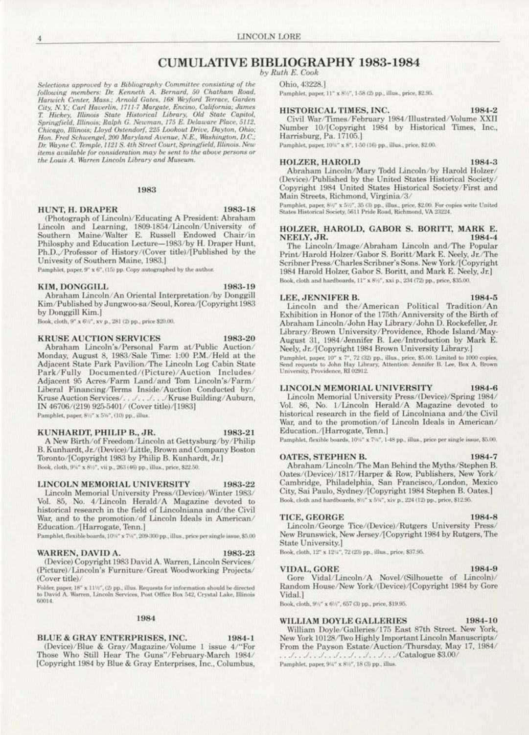# CUMULATIVE BIBLIOGRAPHY 1983-1984

*by Ruth E. Cook*

*Selections approved by a Bibliography Committee consisting of the following members: Dr. Kenneth A. Bernard, 50 Chatham Road, Harwich Center, Mass.; Arnold Gates, 168 Weyford Terrace, Garden City, N.Y.; Carl Haverlin, 1711-7 Margate, Encino, California; James T. Hickey, Illinois State Historical Library, Old State Capitol, Springfield, Illinois; Ralph G. Newman, 175 E. Delaware Place, 5112, Chicago, Illinois; Lloyd Ostendorf, 225 Lookout Drive, Dayton, Ohio; Hon. Fred Schwengel, 200 Maryland Avenue, N.E., Washington, D.C.; Dr. Wayne C. Temple, 1121 S. 4th Street Court, Springfield, Illinois. New items available for consideration may be sent to the above persons or the Louis A. Warren Lincoln Library and Museum.*

## 1983

**HUNT, H. DRAPER** — 1983-18

(Photograph of Lincoln)/Educating A President: Abraham Lincoln and Learning, 1809-1854/Lincoln/University of Southern Maine/Walter E. Russell Endowed Chair/in Philosphy and Education Lecture—1983/by H. Draper Hunt, Ph.D.,/Professor of History/(Cover title)/[Published by the Univesity of Southern Maine, 1983.]

Pamphlet, paper, 9" x 6", (15) pp. Copy autographed by the author.

**KIM, DONGGILL** — 1983-19

Abraham Lincoln/An Oriental Interpretation/by Donggill Kim/Published by Jungwoo-sa/Seoul, Korea/[Copyright 1983 by Donggill Kim.]

Book, cloth, 9" x 6½", xv p., 281 (2) pp., price $20.00.

**KRUSE AUCTION SERVICES** — 1983-20

Abraham Lincoln's/Personal Farm at/Public Auction/Monday, August 8, 1983/Sale Time: 1:00 P.M./Held at the Adjacent State Park Pavilion/The Lincoln Log Cabin State Park/Fully Documented/(Picture)/Auction Includes/Adjacent 95 Acres/Farm Land/and Tom Lincoln's/Farm/Liberal Financing/Terms Inside/Auction Conducted by:/Kruse Auction Services/. . ./. . ./. . ./Kruse Building/Auburn, IN 46706/(219) 925-5401/ (Cover title)/[1983]

Pamphlet, paper, 8½" x 5⅝", (10) pp., illus.

**KUNHARDT, PHILIP B., JR.** — 1983-21

A New Birth/of Freedom/Lincoln at Gettysburg/by/Philip B. Kunhardt, Jr./(Device)/Little, Brown and Company Boston Toronto/[Copyright 1983 by Philip B. Kunhardt, Jr.]

Book, cloth, 9¼" x 8½", vii p., 263 (46) pp., illus., price, $22.50.

**LINCOLN MEMORIAL UNIVERSITY** — 1983-22

Lincoln Memorial University Press/(Device)/Winter 1983/Vol. 85, No. 4/Lincoln Herald/A Magazine devoted to historical research in the field of Lincolniana and/the Civil War, and to the promotion/of Lincoln Ideals in American/Education./[Harrogate, Tenn.]

Pamphlet, flexible boards, 10¼" x 7¼", 209-300 pp., illus., price per single issue, $5.00

**WARREN, DAVID A.** — 1983-23

(Device) Copyright 1983 David A. Warren, Lincoln Services/(Picture)/Lincoln's Furniture/Great Woodworking Projects/(Cover title)/

Folder, paper, 18" x 11½", (2) pp., illus. Requests for information should be directed to David A. Warren, Lincoln Services, Post Office Box 542, Crystal Lake, Illinois 60014.

## 1984

**BLUE & GRAY ENTERPRISES, INC.** — 1984-1

(Device)/Blue & Gray/Magazine/Volume 1 issue 4/"For Those Who Still Hear The Guns"/February-March 1984/[Copyright 1984 by Blue & Gray Enterprises, Inc., Columbus, Ohio, 43228.]

Pamphlet, paper, 11" x 8½", 1-58 (2) pp., illus., price, $2.95.

**HISTORICAL TIMES, INC.** — 1984-2

Civil War/Times/February 1984/Illustrated/Volume XXII Number 10/[Copyright 1984 by Historical Times, Inc., Harrisburg, Pa. 17105.]

Pamphlet, paper, 10¾" x 8", 1-50 (16) pp., illus., price, $2.00.

**HOLZER, HAROLD** — 1984-3

Abraham Lincoln/Mary Todd Lincoln/by Harold Holzer/(Device)/Published by the United States Historical Society/Copyright 1984 United States Historical Society/First and Main Streets, Richmond, Virginia/3/

Pamphlet, paper, 8½" x 5½", 35 (3) pp., illus., price, $2.00. For copies write United States Historical Society, 5611 Pride Road, Richmond, VA 23224.

**HOLZER, HAROLD, GABOR S. BORITT, MARK E. NEELY, JR.** — 1984-4

The Lincoln/Image/Abraham Lincoln and/The Popular Print/Harold Holzer/Gabor S. Boritt/Mark E. Neely, Jr./The Scribner Press/Charles Scribner's Sons. New York/[Copyright 1984 Harold Holzer, Gabor S. Boritt, and Mark E. Neely, Jr.]

Book, cloth and hardboards, 11" x 8½", xxi p., 234 (72) pp., price, $35.00.

**LEE, JENNIFER B.** — 1984-5

Lincoln and the/American Political Tradition/An Exhibition in Honor of the 175th/Anniversary of the Birth of Abraham Lincoln/John Hay Library/John D. Rockefeller, Jr. Library/Brown University/Providence, Rhode Island/May-August 31, 1984/Jennifer B. Lee/Introduction by Mark E. Neely, Jr./[Copyright 1984 Brown University Library.]

Pamphlet, paper, 10" x 7", 72 (32) pp., illus., price, $5.00. Limited to 1000 copies. Send requests to John Hay Library, Attention: Jennifer B. Lee, Box A, Brown University, Providence, RI 02912.

**LINCOLN MEMORIAL UNIVERSITY** — 1984-6

Lincoln Memorial University Press/(Device)/Spring 1984/Vol. 86, No. 1/Lincoln Herald/A Magazine devoted to historical research in the field of Lincolniana and/the Civil War, and to the promotion/of Lincoln Ideals in American/Education./[Harrogate, Tenn.]

Pamphlet, flexible boards, 10¼" x 7¼", 1-48 pp., illus., price per single issue, $5.00.

**OATES, STEPHEN B.** — 1984-7

Abraham/Lincoln/The Man Behind the Myths/Stephen B. Oates/(Device)/1817/Harper & Row, Publishers, New York/Cambridge, Philadelphia, San Francisco,/London, Mexico City, Sai Paulo, Sydney/[Copyright 1984 Stephen B. Oates.]

Book, cloth and hardboards, 8½" x 5¾", xiv p., 224 (12) pp., price, $12.95.

**TICE, GEORGE** — 1984-8

Lincoln/George Tice/(Device)/Rutgers University Press/New Brunswick, New Jersey/[Copyright 1984 by Rutgers, The State University.]

Book, cloth, 12" x 12¼", 72 (23) pp., illus., price, $37.95.

**VIDAL, GORE** — 1984-9

Gore Vidal/Lincoln/A Novel/(Silhouette of Lincoln)/Random House/New York/(Device)/[Copyright 1984 by Gore Vidal.]

Book, cloth, 9½" x 6½", 657 (3) pp., price, $19.95.

**WILLIAM DOYLE GALLERIES** — 1984-10

William Doyle/Galleries/175 East 87th Street. New York, New York 10128/Two Highly Important Lincoln Manuscripts/From the Payson Estate/Auction/Thursday, May 17, 1984/. . ./. . ./. . ./. . ./. . ./. . ./. . ./. . ./Catalogue $3.00/

Pamphlet, paper, 9¼" x 8½", 18 (3) pp., illus.